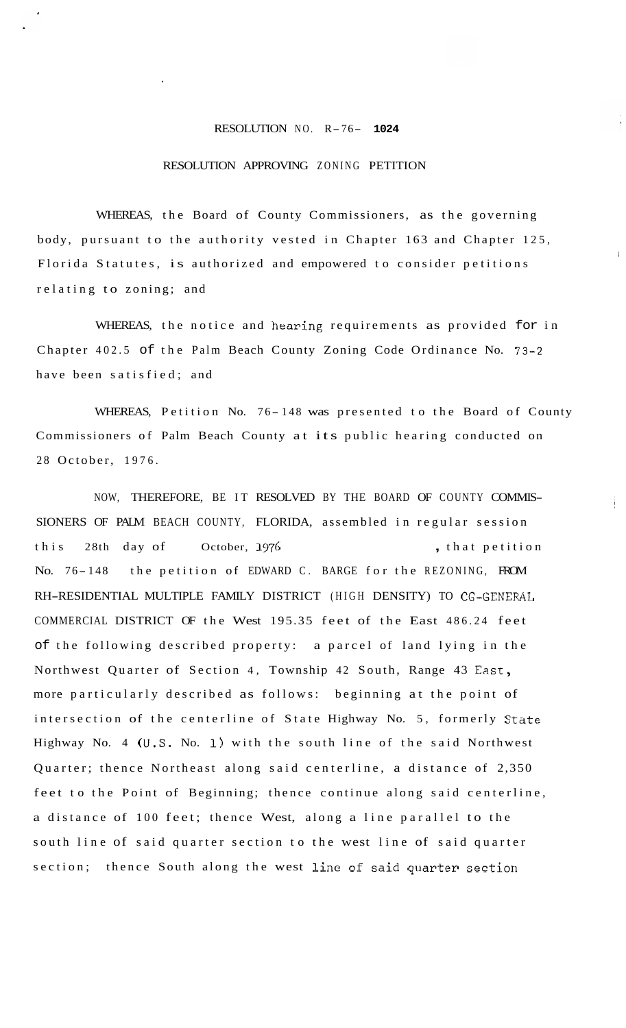RESOLUTION NO. R-76- **1024**

RESOLUTION APPROVING ZONING PETITION

WHEREAS, the Board of County Commissioners, as the governing body, pursuant to the authority vested in Chapter 163 and Chapter 125, Florida Statutes, is authorized and empowered to consider petitions relating to zoning; and

WHEREAS, the notice and hearing requirements as provided for in Chapter 402.5 of the Palm Beach County Zoning Code Ordinance No. 73-2 have been satisfied; and

WHEREAS, Petition No. 76-148 was presented to the Board of County Commissioners of Palm Beach County at its public hearing conducted on 28 October, 1976.

NOW, THEREFORE, BE IT RESOLVED BY THE BOARD OF COUNTY COMMISSIONERS OF PALM BEACH COUNTY, FLORIDA, assembled in regular session this 28th day of October, 1976, that petition No. 76-148 the petition of EDWARD C. BARGE for the REZONING, FROM RH-RESIDENTIAL MULTIPLE FAMILY DISTRICT (HIGH DENSITY) TO CG-GENERAL COMMERCIAL DISTRICT OF the West 195.35 feet of the East 486.24 feet of the following described property: a parcel of land lying in the Northwest Quarter of Section 4, Township 42 South, Range 43 East, more particularly described as follows: beginning at the point of intersection of the centerline of State Highway No. 5, formerly State Highway No. 4 (U.S. No. 1) with the south line of the said Northwest Quarter; thence Northeast along said centerline, a distance of 2,350 feet to the Point of Beginning; thence continue along said centerline, a distance of 100 feet; thence West, along a line parallel to the south line of said quarter section to the west line of said quarter section; thence South along the west line of said quarter section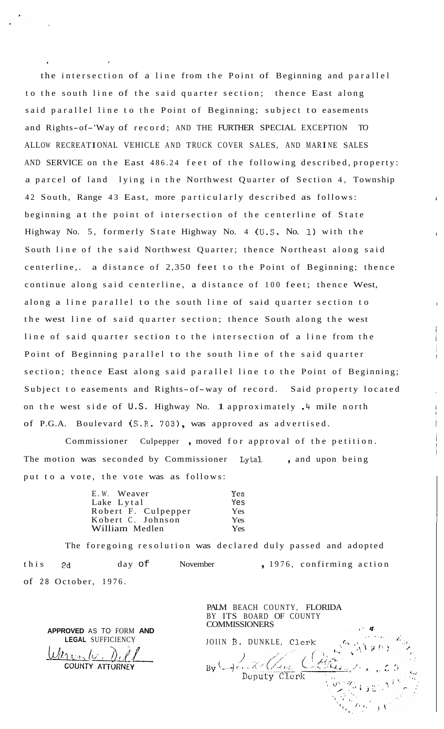the intersection of a line from the Point of Beginning and parallel to the south line of the said quarter section; thence East along said parallel line to the Point of Beginning; subject to easements and Rights-of-'Way of record; AND THE FURTHER SPECIAL EXCEPTION TO ALLOW RECREATIONAL VEHICLE AND TRUCK COVER SALES, AND MARINE SALES AND SERVICE on the East 486.24 feet of the following described, property: a parcel of land lying in the Northwest Quarter of Section 4, Township 42 South, Range 43 East, more particularly described as follows: beginning at the point of intersection of the centerline of State Highway No. 5, formerly State Highway No. 4 (U.S. No. 1) with the South line of the said Northwest Quarter; thence Northeast along said centerline,. a distance of 2,350 feet to the Point of Beginning; thence continue along said centerline, a distance of 100 feet; thence West, along a line parallel to the south line of said quarter section to the west line of said quarter section; thence South along the west line of said quarter section to the intersection of a line from the Point of Beginning parallel to the south line of the said quarter section; thence East along said parallel line to the Point of Beginning; Subject to easements and Rights-of-way of record. Said property located on the west side of U.S. Highway No. 1 approximately .4 mile north of P.G.A. Boulevard (S.R. 703), was approved as advertised.

Commissioner Culpepper , moved for approval of the petition. The motion was seconded by Commissioner Lytal , and upon being put to a vote, the vote was as follows:

| | |
|---|---|
| E.W. Weaver | Yes |
| Lake Lytal | Yes |
| Robert F. Culpepper | Yes |
| Kobert C. Johnson | Yes |
| William Medlen | Yes |

The foregoing resolution was declared duly passed and adopted this 2d day of November , 1976, confirming action of 28 October, 1976.

APPROVED AS TO FORM AND LEGAL SUFFICIENCY

COUNTY ATTORNEY

PALM BEACH COUNTY, FLORIDA
BY ITS BOARD OF COUNTY COMMISSIONERS

JOIIN B. DUNKLE, Clerk

By
Deputy Clerk